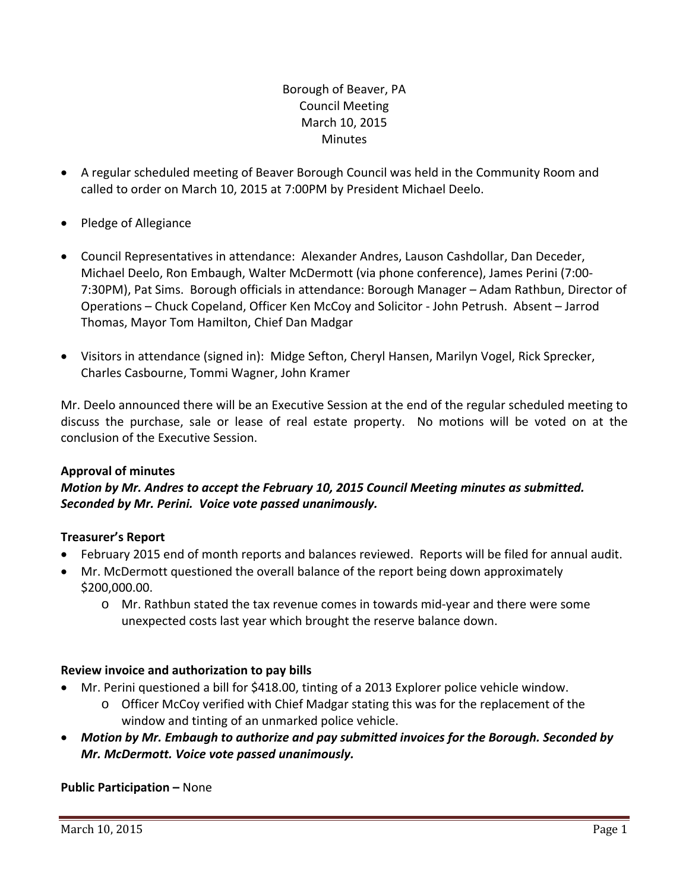Borough of Beaver, PA
Council Meeting
March 10, 2015
Minutes

- A regular scheduled meeting of Beaver Borough Council was held in the Community Room and called to order on March 10, 2015 at 7:00PM by President Michael Deelo.
- Pledge of Allegiance
- Council Representatives in attendance: Alexander Andres, Lauson Cashdollar, Dan Deceder, Michael Deelo, Ron Embaugh, Walter McDermott (via phone conference), James Perini (7:00-7:30PM), Pat Sims. Borough officials in attendance: Borough Manager – Adam Rathbun, Director of Operations – Chuck Copeland, Officer Ken McCoy and Solicitor - John Petrush. Absent – Jarrod Thomas, Mayor Tom Hamilton, Chief Dan Madgar
- Visitors in attendance (signed in): Midge Sefton, Cheryl Hansen, Marilyn Vogel, Rick Sprecker, Charles Casbourne, Tommi Wagner, John Kramer

Mr. Deelo announced there will be an Executive Session at the end of the regular scheduled meeting to discuss the purchase, sale or lease of real estate property. No motions will be voted on at the conclusion of the Executive Session.

**Approval of minutes**

***Motion by Mr. Andres to accept the February 10, 2015 Council Meeting minutes as submitted. Seconded by Mr. Perini. Voice vote passed unanimously.***

**Treasurer's Report**

- February 2015 end of month reports and balances reviewed. Reports will be filed for annual audit.
- Mr. McDermott questioned the overall balance of the report being down approximately $200,000.00.
  - Mr. Rathbun stated the tax revenue comes in towards mid-year and there were some unexpected costs last year which brought the reserve balance down.

**Review invoice and authorization to pay bills**

- Mr. Perini questioned a bill for $418.00, tinting of a 2013 Explorer police vehicle window.
  - Officer McCoy verified with Chief Madgar stating this was for the replacement of the window and tinting of an unmarked police vehicle.
- ***Motion by Mr. Embaugh to authorize and pay submitted invoices for the Borough. Seconded by Mr. McDermott. Voice vote passed unanimously.***

**Public Participation –** None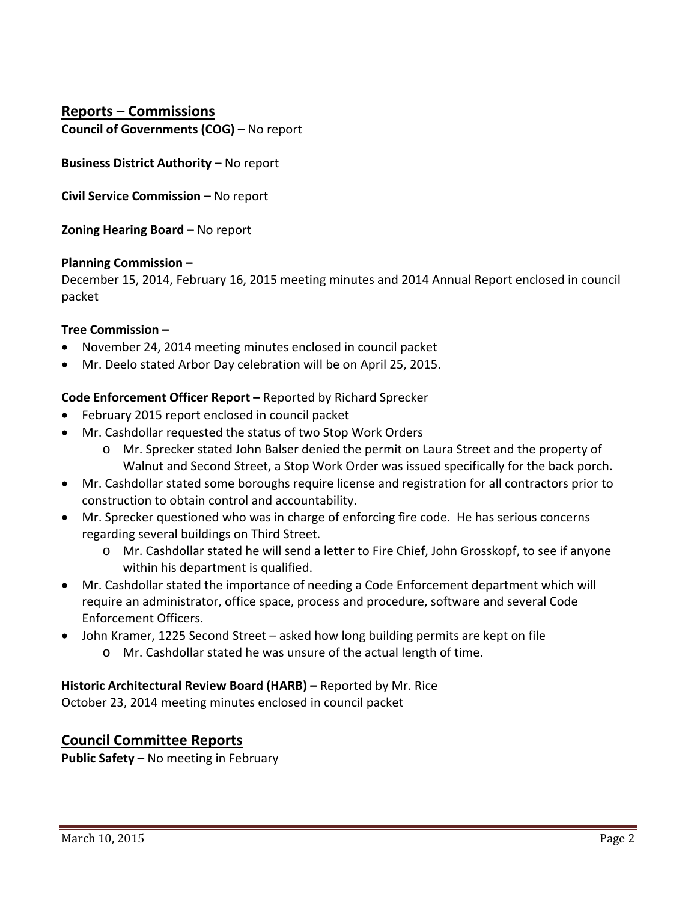## Reports – Commissions

**Council of Governments (COG) –** No report

**Business District Authority –** No report

**Civil Service Commission –** No report

**Zoning Hearing Board –** No report

**Planning Commission –**
December 15, 2014, February 16, 2015 meeting minutes and 2014 Annual Report enclosed in council packet

**Tree Commission –**

- November 24, 2014 meeting minutes enclosed in council packet
- Mr. Deelo stated Arbor Day celebration will be on April 25, 2015.

**Code Enforcement Officer Report –** Reported by Richard Sprecker

- February 2015 report enclosed in council packet
- Mr. Cashdollar requested the status of two Stop Work Orders
  - Mr. Sprecker stated John Balser denied the permit on Laura Street and the property of Walnut and Second Street, a Stop Work Order was issued specifically for the back porch.
- Mr. Cashdollar stated some boroughs require license and registration for all contractors prior to construction to obtain control and accountability.
- Mr. Sprecker questioned who was in charge of enforcing fire code. He has serious concerns regarding several buildings on Third Street.
  - Mr. Cashdollar stated he will send a letter to Fire Chief, John Grosskopf, to see if anyone within his department is qualified.
- Mr. Cashdollar stated the importance of needing a Code Enforcement department which will require an administrator, office space, process and procedure, software and several Code Enforcement Officers.
- John Kramer, 1225 Second Street – asked how long building permits are kept on file
  - Mr. Cashdollar stated he was unsure of the actual length of time.

**Historic Architectural Review Board (HARB) –** Reported by Mr. Rice
October 23, 2014 meeting minutes enclosed in council packet

## Council Committee Reports

**Public Safety –** No meeting in February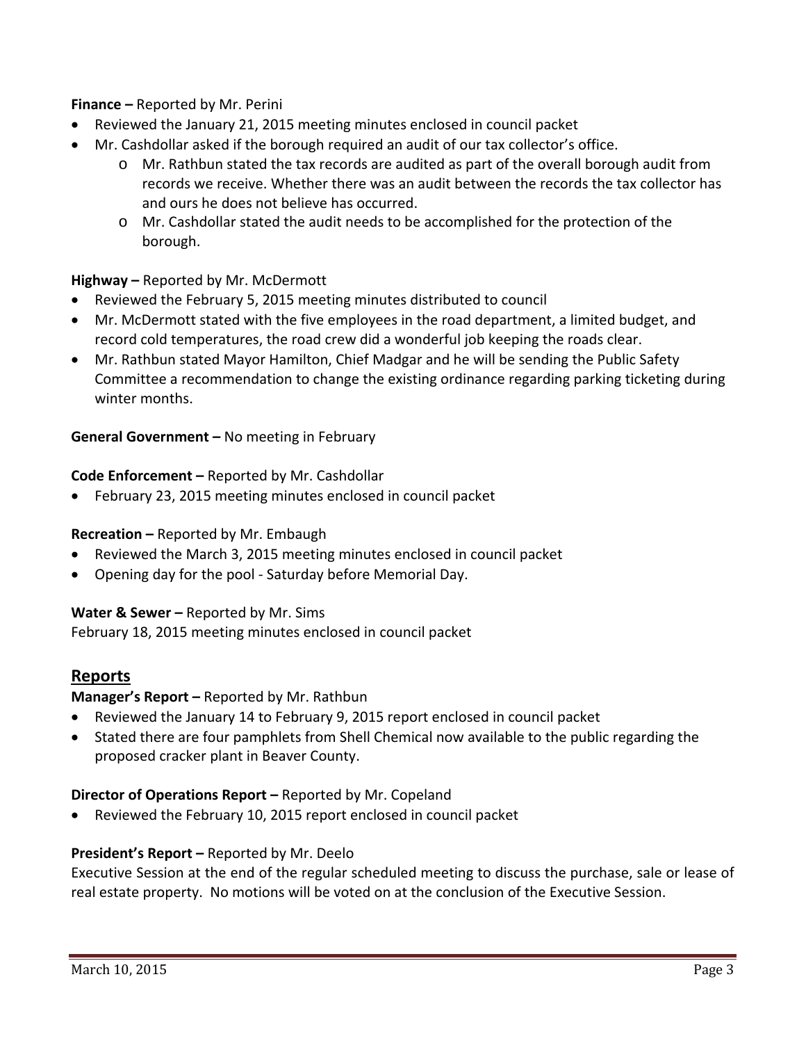**Finance –** Reported by Mr. Perini

- Reviewed the January 21, 2015 meeting minutes enclosed in council packet
- Mr. Cashdollar asked if the borough required an audit of our tax collector's office.
    - Mr. Rathbun stated the tax records are audited as part of the overall borough audit from records we receive. Whether there was an audit between the records the tax collector has and ours he does not believe has occurred.
    - Mr. Cashdollar stated the audit needs to be accomplished for the protection of the borough.

**Highway –** Reported by Mr. McDermott

- Reviewed the February 5, 2015 meeting minutes distributed to council
- Mr. McDermott stated with the five employees in the road department, a limited budget, and record cold temperatures, the road crew did a wonderful job keeping the roads clear.
- Mr. Rathbun stated Mayor Hamilton, Chief Madgar and he will be sending the Public Safety Committee a recommendation to change the existing ordinance regarding parking ticketing during winter months.

**General Government –** No meeting in February

**Code Enforcement –** Reported by Mr. Cashdollar

- February 23, 2015 meeting minutes enclosed in council packet

**Recreation –** Reported by Mr. Embaugh

- Reviewed the March 3, 2015 meeting minutes enclosed in council packet
- Opening day for the pool - Saturday before Memorial Day.

**Water & Sewer –** Reported by Mr. Sims

February 18, 2015 meeting minutes enclosed in council packet

## Reports

**Manager's Report –** Reported by Mr. Rathbun

- Reviewed the January 14 to February 9, 2015 report enclosed in council packet
- Stated there are four pamphlets from Shell Chemical now available to the public regarding the proposed cracker plant in Beaver County.

**Director of Operations Report –** Reported by Mr. Copeland

- Reviewed the February 10, 2015 report enclosed in council packet

**President's Report –** Reported by Mr. Deelo

Executive Session at the end of the regular scheduled meeting to discuss the purchase, sale or lease of real estate property. No motions will be voted on at the conclusion of the Executive Session.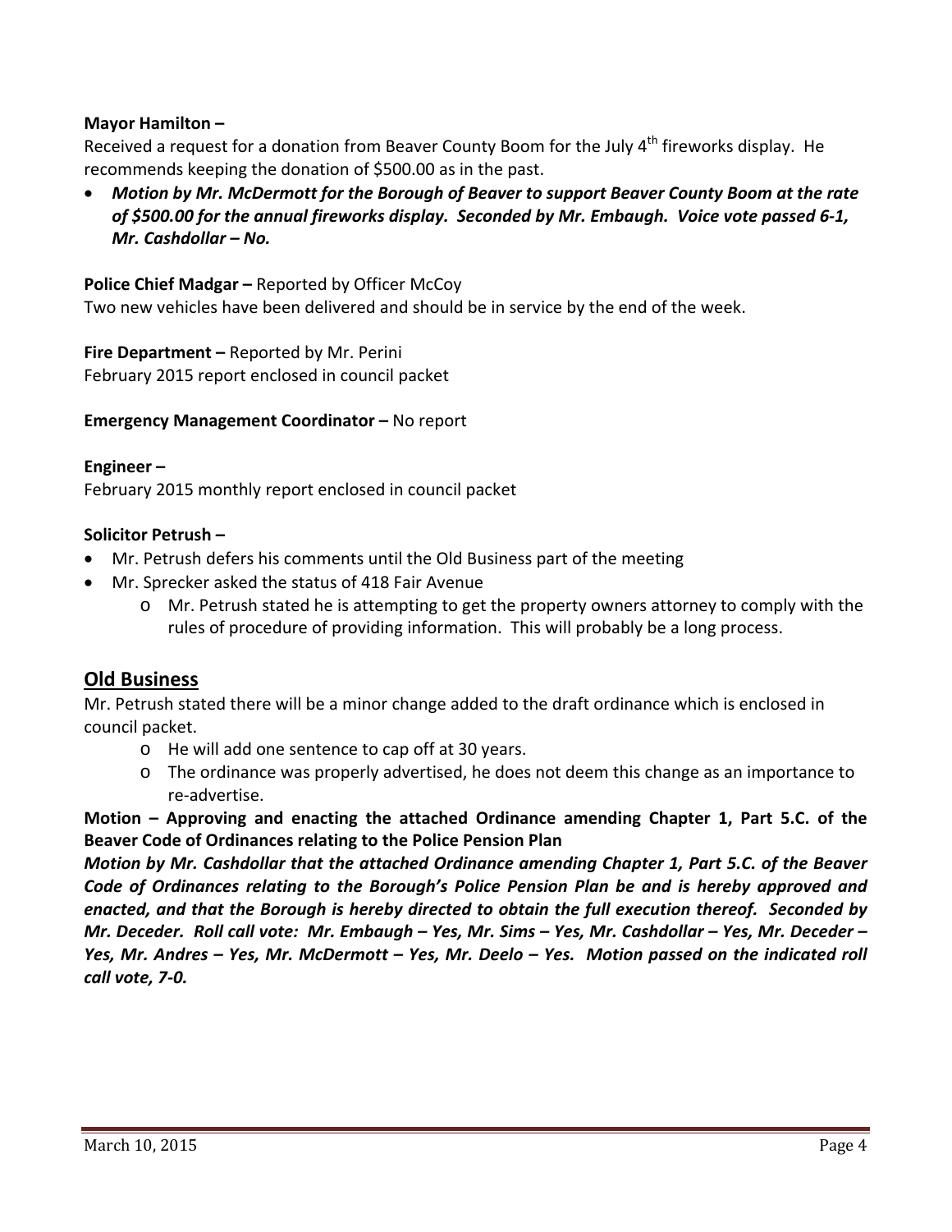**Mayor Hamilton –**

Received a request for a donation from Beaver County Boom for the July 4th fireworks display. He recommends keeping the donation of $500.00 as in the past.

- ***Motion by Mr. McDermott for the Borough of Beaver to support Beaver County Boom at the rate of $500.00 for the annual fireworks display. Seconded by Mr. Embaugh. Voice vote passed 6-1, Mr. Cashdollar – No.***

**Police Chief Madgar –** Reported by Officer McCoy

Two new vehicles have been delivered and should be in service by the end of the week.

**Fire Department –** Reported by Mr. Perini

February 2015 report enclosed in council packet

**Emergency Management Coordinator –** No report

**Engineer –**

February 2015 monthly report enclosed in council packet

**Solicitor Petrush –**

- Mr. Petrush defers his comments until the Old Business part of the meeting
- Mr. Sprecker asked the status of 418 Fair Avenue
    - Mr. Petrush stated he is attempting to get the property owners attorney to comply with the rules of procedure of providing information. This will probably be a long process.

## Old Business

Mr. Petrush stated there will be a minor change added to the draft ordinance which is enclosed in council packet.

- He will add one sentence to cap off at 30 years.
- The ordinance was properly advertised, he does not deem this change as an importance to re-advertise.

**Motion – Approving and enacting the attached Ordinance amending Chapter 1, Part 5.C. of the Beaver Code of Ordinances relating to the Police Pension Plan**

***Motion by Mr. Cashdollar that the attached Ordinance amending Chapter 1, Part 5.C. of the Beaver Code of Ordinances relating to the Borough's Police Pension Plan be and is hereby approved and enacted, and that the Borough is hereby directed to obtain the full execution thereof. Seconded by Mr. Deceder. Roll call vote: Mr. Embaugh – Yes, Mr. Sims – Yes, Mr. Cashdollar – Yes, Mr. Deceder – Yes, Mr. Andres – Yes, Mr. McDermott – Yes, Mr. Deelo – Yes. Motion passed on the indicated roll call vote, 7-0.***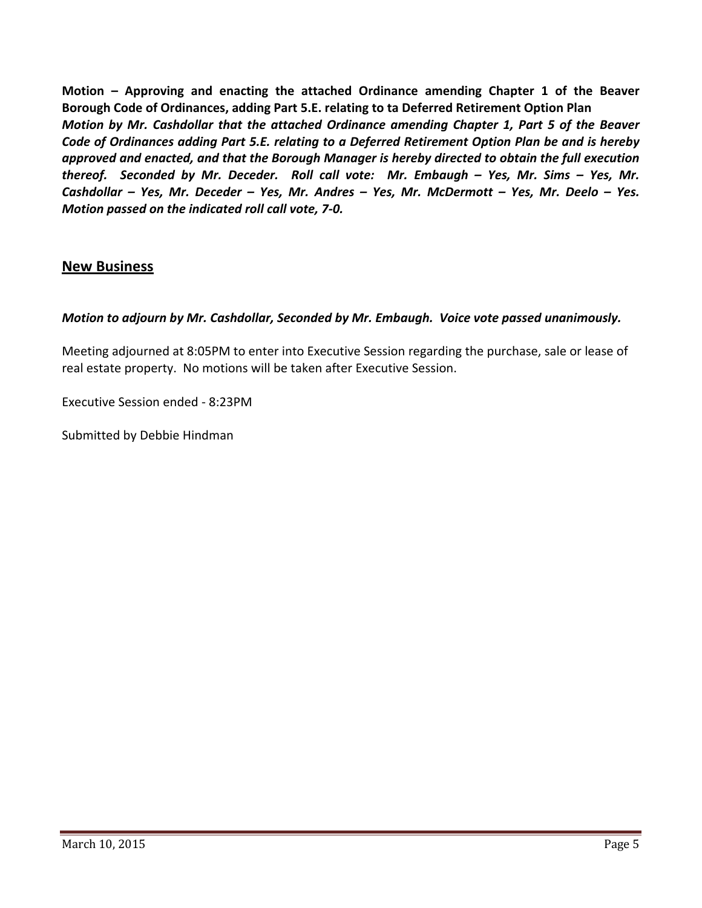**Motion – Approving and enacting the attached Ordinance amending Chapter 1 of the Beaver Borough Code of Ordinances, adding Part 5.E. relating to ta Deferred Retirement Option Plan**
***Motion by Mr. Cashdollar that the attached Ordinance amending Chapter 1, Part 5 of the Beaver Code of Ordinances adding Part 5.E. relating to a Deferred Retirement Option Plan be and is hereby approved and enacted, and that the Borough Manager is hereby directed to obtain the full execution thereof. Seconded by Mr. Deceder. Roll call vote: Mr. Embaugh – Yes, Mr. Sims – Yes, Mr. Cashdollar – Yes, Mr. Deceder – Yes, Mr. Andres – Yes, Mr. McDermott – Yes, Mr. Deelo – Yes. Motion passed on the indicated roll call vote, 7-0.***

## New Business

***Motion to adjourn by Mr. Cashdollar, Seconded by Mr. Embaugh. Voice vote passed unanimously.***

Meeting adjourned at 8:05PM to enter into Executive Session regarding the purchase, sale or lease of real estate property. No motions will be taken after Executive Session.

Executive Session ended - 8:23PM

Submitted by Debbie Hindman